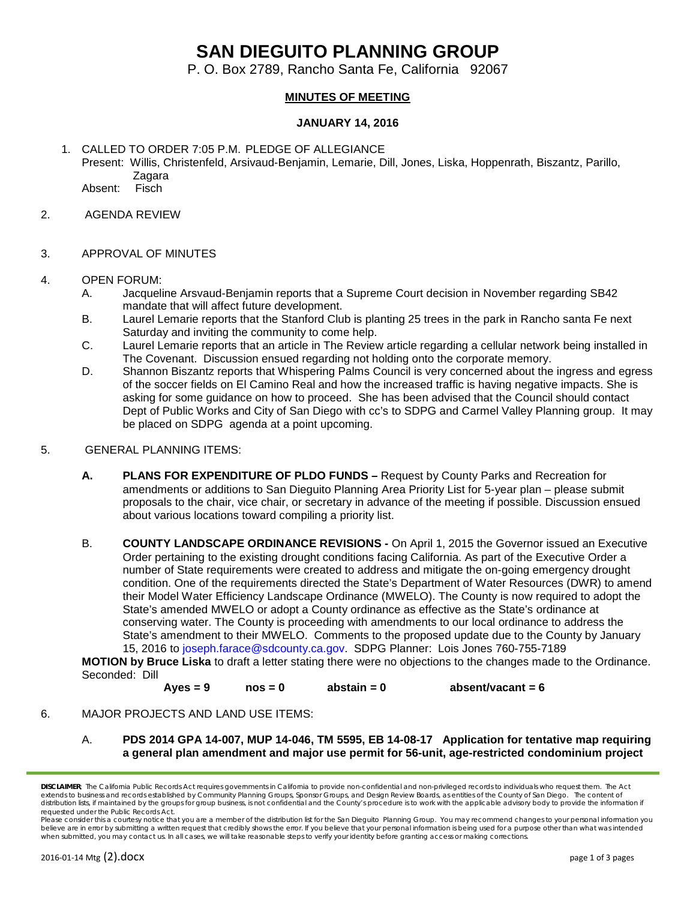# SAN DIEGUITO PLANNING GROUP

P. O. Box 2789, Rancho Santa Fe, California 92067

**MINUTES OF MEETING**

**JANUARY 14, 2016**

1. CALLED TO ORDER 7:05 P.M. PLEDGE OF ALLEGIANCE
   Present: Willis, Christenfeld, Arsivaud-Benjamin, Lemarie, Dill, Jones, Liska, Hoppenrath, Biszantz, Parillo, Zagara
   Absent: Fisch

2. AGENDA REVIEW

3. APPROVAL OF MINUTES

4. OPEN FORUM:
   A. Jacqueline Arsvaud-Benjamin reports that a Supreme Court decision in November regarding SB42 mandate that will affect future development.
   B. Laurel Lemarie reports that the Stanford Club is planting 25 trees in the park in Rancho santa Fe next Saturday and inviting the community to come help.
   C. Laurel Lemarie reports that an article in The Review article regarding a cellular network being installed in The Covenant. Discussion ensued regarding not holding onto the corporate memory.
   D. Shannon Biszantz reports that Whispering Palms Council is very concerned about the ingress and egress of the soccer fields on El Camino Real and how the increased traffic is having negative impacts. She is asking for some guidance on how to proceed. She has been advised that the Council should contact Dept of Public Works and City of San Diego with cc's to SDPG and Carmel Valley Planning group. It may be placed on SDPG agenda at a point upcoming.

5. GENERAL PLANNING ITEMS:
   **A. PLANS FOR EXPENDITURE OF PLDO FUNDS –** Request by County Parks and Recreation for amendments or additions to San Dieguito Planning Area Priority List for 5-year plan – please submit proposals to the chair, vice chair, or secretary in advance of the meeting if possible. Discussion ensued about various locations toward compiling a priority list.

   B. **COUNTY LANDSCAPE ORDINANCE REVISIONS -** On April 1, 2015 the Governor issued an Executive Order pertaining to the existing drought conditions facing California. As part of the Executive Order a number of State requirements were created to address and mitigate the on-going emergency drought condition. One of the requirements directed the State's Department of Water Resources (DWR) to amend their Model Water Efficiency Landscape Ordinance (MWELO). The County is now required to adopt the State's amended MWELO or adopt a County ordinance as effective as the State's ordinance at conserving water. The County is proceeding with amendments to our local ordinance to address the State's amendment to their MWELO. Comments to the proposed update due to the County by January 15, 2016 to joseph.farace@sdcounty.ca.gov. SDPG Planner: Lois Jones 760-755-7189

   **MOTION by Bruce Liska** to draft a letter stating there were no objections to the changes made to the Ordinance. Seconded: Dill

   **Ayes = 9 nos = 0 abstain = 0 absent/vacant = 6**

6. MAJOR PROJECTS AND LAND USE ITEMS:
   A. **PDS 2014 GPA 14-007, MUP 14-046, TM 5595, EB 14-08-17 Application for tentative map requiring a general plan amendment and major use permit for 56-unit, age-restricted condominium project**

**DISCLAIMER**: The California Public Records Act requires governments in California to provide non-confidential and non-privileged records to individuals who request them. The Act extends to business and records established by Community Planning Groups, Sponsor Groups, and Design Review Boards, as entities of the County of San Diego. The content of distribution lists, if maintained by the groups for group business, is not confidential and the County's procedure is to work with the applicable advisory body to provide the information if requested under the Public Records Act.
Please consider this a courtesy notice that you are a member of the distribution list for the San Dieguito Planning Group. You may recommend changes to your personal information you believe are in error by submitting a written request that credibly shows the error. If you believe that your personal information is being used for a purpose other than what was intended when submitted, you may contact us. In all cases, we will take reasonable steps to verify your identity before granting access or making corrections.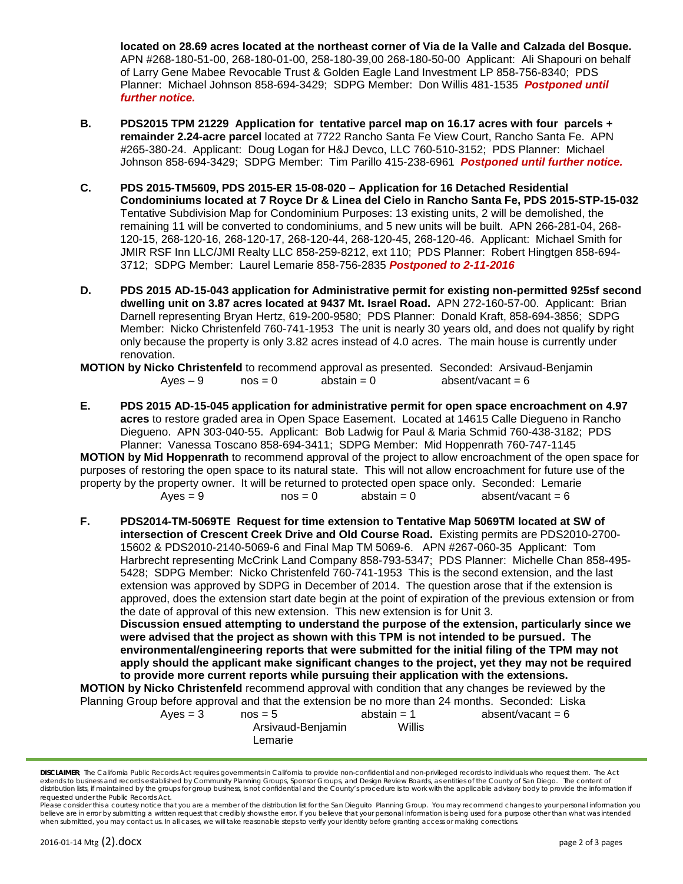**located on 28.69 acres located at the northeast corner of Via de la Valle and Calzada del Bosque.** APN #268-180-51-00, 268-180-01-00, 258-180-39,00 268-180-50-00 Applicant: Ali Shapouri on behalf of Larry Gene Mabee Revocable Trust & Golden Eagle Land Investment LP 858-756-8340; PDS Planner: Michael Johnson 858-694-3429; SDPG Member: Don Willis 481-1535 ***Postponed until further notice.***

**B. PDS2015 TPM 21229 Application for tentative parcel map on 16.17 acres with four parcels + remainder 2.24-acre parcel** located at 7722 Rancho Santa Fe View Court, Rancho Santa Fe. APN #265-380-24. Applicant: Doug Logan for H&J Devco, LLC 760-510-3152; PDS Planner: Michael Johnson 858-694-3429; SDPG Member: Tim Parillo 415-238-6961 ***Postponed until further notice.***

**C. PDS 2015-TM5609, PDS 2015-ER 15-08-020 – Application for 16 Detached Residential Condominiums located at 7 Royce Dr & Linea del Cielo in Rancho Santa Fe, PDS 2015-STP-15-032** Tentative Subdivision Map for Condominium Purposes: 13 existing units, 2 will be demolished, the remaining 11 will be converted to condominiums, and 5 new units will be built. APN 266-281-04, 268-120-15, 268-120-16, 268-120-17, 268-120-44, 268-120-45, 268-120-46. Applicant: Michael Smith for JMIR RSF Inn LLC/JMI Realty LLC 858-259-8212, ext 110; PDS Planner: Robert Hingtgen 858-694-3712; SDPG Member: Laurel Lemarie 858-756-2835 ***Postponed to 2-11-2016***

**D. PDS 2015 AD-15-043 application for Administrative permit for existing non-permitted 925sf second dwelling unit on 3.87 acres located at 9437 Mt. Israel Road.** APN 272-160-57-00. Applicant: Brian Darnell representing Bryan Hertz, 619-200-9580; PDS Planner: Donald Kraft, 858-694-3856; SDPG Member: Nicko Christenfeld 760-741-1953 The unit is nearly 30 years old, and does not qualify by right only because the property is only 3.82 acres instead of 4.0 acres. The main house is currently under renovation.

**MOTION by Nicko Christenfeld** to recommend approval as presented. Seconded: Arsivaud-Benjamin

Ayes – 9 nos = 0 abstain = 0 absent/vacant = 6

**E. PDS 2015 AD-15-045 application for administrative permit for open space encroachment on 4.97 acres** to restore graded area in Open Space Easement. Located at 14615 Calle Diegueno in Rancho Diegueno. APN 303-040-55. Applicant: Bob Ladwig for Paul & Maria Schmid 760-438-3182; PDS Planner: Vanessa Toscano 858-694-3411; SDPG Member: Mid Hoppenrath 760-747-1145

**MOTION by Mid Hoppenrath** to recommend approval of the project to allow encroachment of the open space for purposes of restoring the open space to its natural state. This will not allow encroachment for future use of the property by the property owner. It will be returned to protected open space only. Seconded: Lemarie

Ayes = 9 nos = 0 abstain = 0 absent/vacant = 6

**F. PDS2014-TM-5069TE Request for time extension to Tentative Map 5069TM located at SW of intersection of Crescent Creek Drive and Old Course Road.** Existing permits are PDS2010-2700-15602 & PDS2010-2140-5069-6 and Final Map TM 5069-6. APN #267-060-35 Applicant: Tom Harbrecht representing McCrink Land Company 858-793-5347; PDS Planner: Michelle Chan 858-495-5428; SDPG Member: Nicko Christenfeld 760-741-1953 This is the second extension, and the last extension was approved by SDPG in December of 2014. The question arose that if the extension is approved, does the extension start date begin at the point of expiration of the previous extension or from the date of approval of this new extension. This new extension is for Unit 3.

**Discussion ensued attempting to understand the purpose of the extension, particularly since we were advised that the project as shown with this TPM is not intended to be pursued. The environmental/engineering reports that were submitted for the initial filing of the TPM may not apply should the applicant make significant changes to the project, yet they may not be required to provide more current reports while pursuing their application with the extensions.**

**MOTION by Nicko Christenfeld** recommend approval with condition that any changes be reviewed by the Planning Group before approval and that the extension be no more than 24 months. Seconded: Liska

| Ayes = 3 | nos = 5 | abstain = 1 | absent/vacant = 6 |
|---|---|---|---|
| | Arsivaud-Benjamin | Willis | |
| | Lemarie | | |

**DISCLAIMER**: The California Public Records Act requires governments in California to provide non-confidential and non-privileged records to individuals who request them. The Act extends to business and records established by Community Planning Groups, Sponsor Groups, and Design Review Boards, as entities of the County of San Diego. The content of distribution lists, if maintained by the groups for group business, is not confidential and the County's procedure is to work with the applicable advisory body to provide the information if requested under the Public Records Act.

Please consider this a courtesy notice that you are a member of the distribution list for the San Dieguito Planning Group. You may recommend changes to your personal information you believe are in error by submitting a written request that credibly shows the error. If you believe that your personal information is being used for a purpose other than what was intended when submitted, you may contact us. In all cases, we will take reasonable steps to verify your identity before granting access or making corrections.

2016-01-14 Mtg (2).docx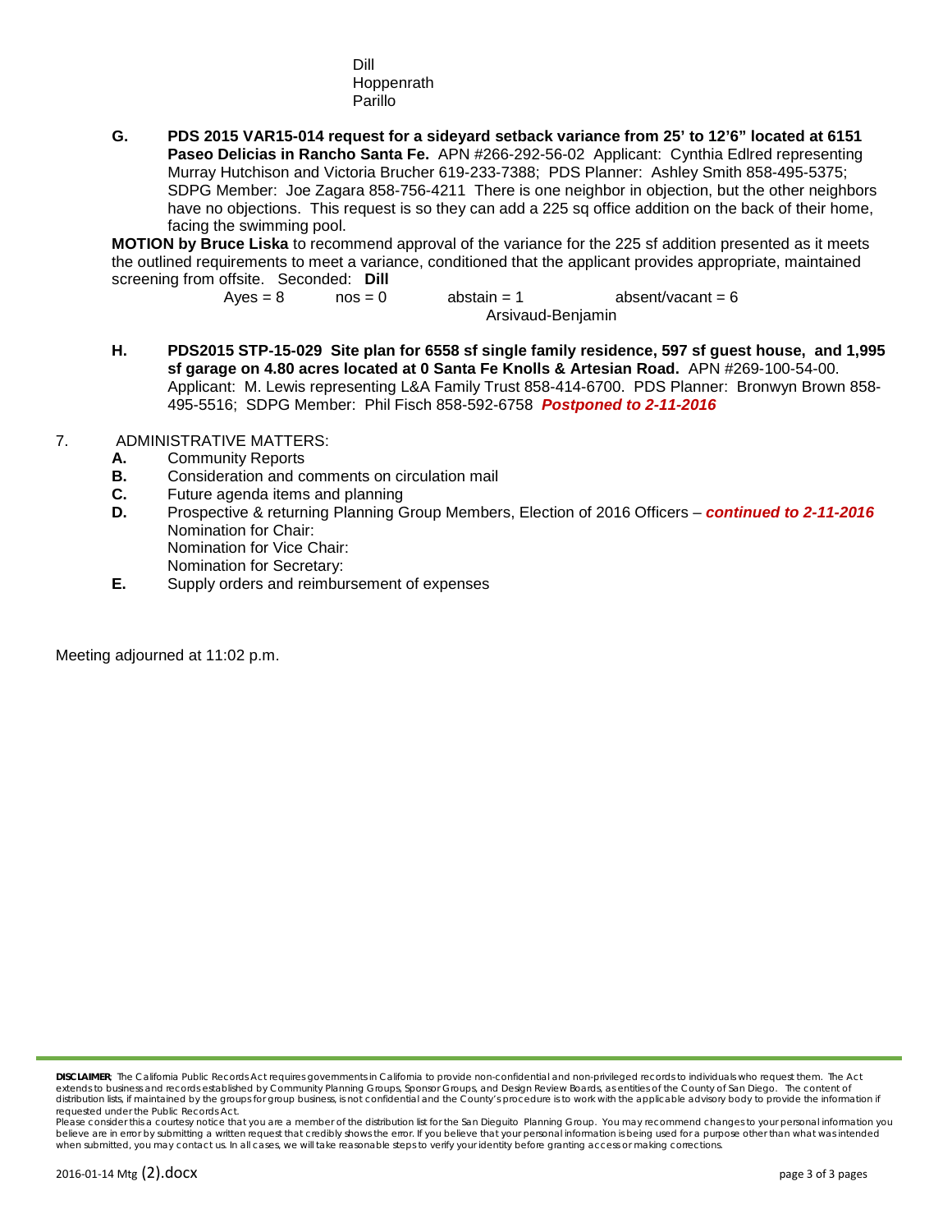Dill
Hoppenrath
Parillo

**G.** **PDS 2015 VAR15-014 request for a sideyard setback variance from 25' to 12'6" located at 6151 Paseo Delicias in Rancho Santa Fe.** APN #266-292-56-02 Applicant: Cynthia Edlred representing Murray Hutchison and Victoria Brucher 619-233-7388; PDS Planner: Ashley Smith 858-495-5375; SDPG Member: Joe Zagara 858-756-4211 There is one neighbor in objection, but the other neighbors have no objections. This request is so they can add a 225 sq office addition on the back of their home, facing the swimming pool.

**MOTION by Bruce Liska** to recommend approval of the variance for the 225 sf addition presented as it meets the outlined requirements to meet a variance, conditioned that the applicant provides appropriate, maintained screening from offsite. Seconded: **Dill**

Ayes = 8 nos = 0 abstain = 1 absent/vacant = 6
Arsivaud-Benjamin

**H.** **PDS2015 STP-15-029 Site plan for 6558 sf single family residence, 597 sf guest house, and 1,995 sf garage on 4.80 acres located at 0 Santa Fe Knolls & Artesian Road.** APN #269-100-54-00. Applicant: M. Lewis representing L&A Family Trust 858-414-6700. PDS Planner: Bronwyn Brown 858-495-5516; SDPG Member: Phil Fisch 858-592-6758 ***Postponed to 2-11-2016***

7. ADMINISTRATIVE MATTERS:
   - **A.** Community Reports
   - **B.** Consideration and comments on circulation mail
   - **C.** Future agenda items and planning
   - **D.** Prospective & returning Planning Group Members, Election of 2016 Officers – ***continued to 2-11-2016***
     Nomination for Chair:
     Nomination for Vice Chair:
     Nomination for Secretary:
   - **E.** Supply orders and reimbursement of expenses

Meeting adjourned at 11:02 p.m.

**DISCLAIMER**: The California Public Records Act requires governments in California to provide non-confidential and non-privileged records to individuals who request them. The Act extends to business and records established by Community Planning Groups, Sponsor Groups, and Design Review Boards, as entities of the County of San Diego. The content of distribution lists, if maintained by the groups for group business, is not confidential and the County's procedure is to work with the applicable advisory body to provide the information if requested under the Public Records Act.
Please consider this a courtesy notice that you are a member of the distribution list for the San Dieguito Planning Group. You may recommend changes to your personal information you believe are in error by submitting a written request that credibly shows the error. If you believe that your personal information is being used for a purpose other than what was intended when submitted, you may contact us. In all cases, we will take reasonable steps to verify your identity before granting access or making corrections.

2016-01-14 Mtg (2).docx